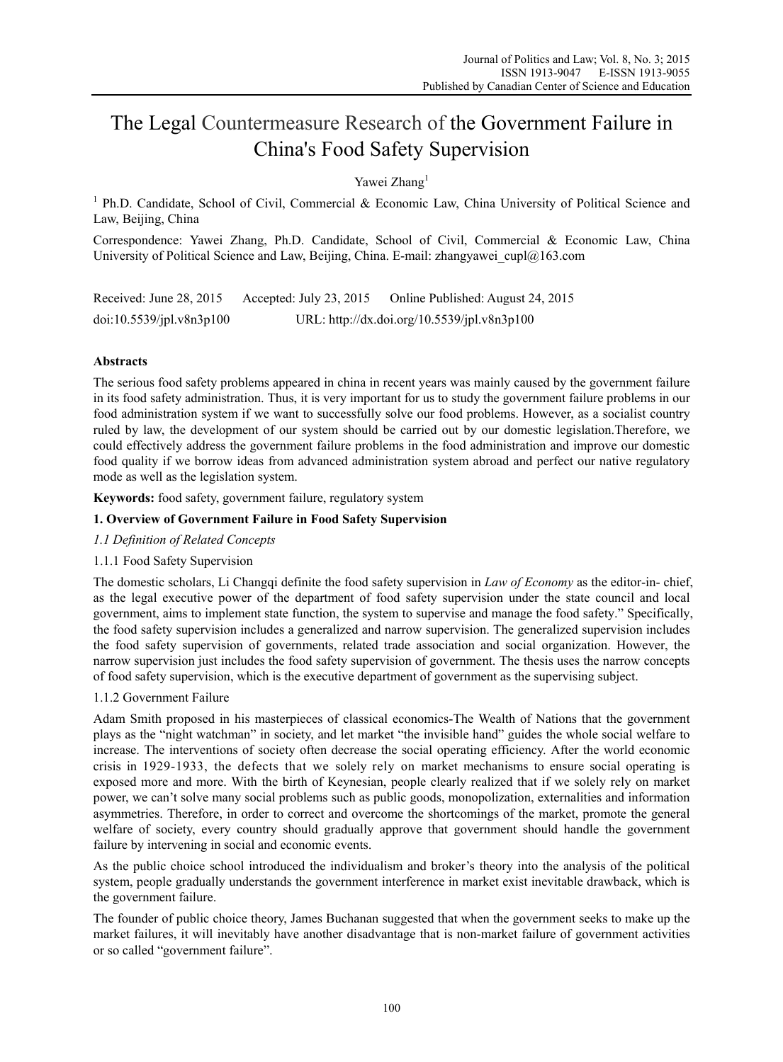# The Legal Countermeasure Research of the Government Failure in China's Food Safety Supervision

Yawei Zhang[1]

[1] Ph.D. Candidate, School of Civil, Commercial & Economic Law, China University of Political Science and Law, Beijing, China

Correspondence: Yawei Zhang, Ph.D. Candidate, School of Civil, Commercial & Economic Law, China University of Political Science and Law, Beijing, China. E-mail: zhangyawei_cupl@163.com

Received: June 28, 2015 Accepted: July 23, 2015 Online Published: August 24, 2015

doi:10.5539/jpl.v8n3p100 URL: http://dx.doi.org/10.5539/jpl.v8n3p100

## Abstracts

The serious food safety problems appeared in china in recent years was mainly caused by the government failure in its food safety administration. Thus, it is very important for us to study the government failure problems in our food administration system if we want to successfully solve our food problems. However, as a socialist country ruled by law, the development of our system should be carried out by our domestic legislation.Therefore, we could effectively address the government failure problems in the food administration and improve our domestic food quality if we borrow ideas from advanced administration system abroad and perfect our native regulatory mode as well as the legislation system.

**Keywords:** food safety, government failure, regulatory system

## 1. Overview of Government Failure in Food Safety Supervision

### *1.1 Definition of Related Concepts*

#### 1.1.1 Food Safety Supervision

The domestic scholars, Li Changqi definite the food safety supervision in *Law of Economy* as the editor-in- chief, as the legal executive power of the department of food safety supervision under the state council and local government, aims to implement state function, the system to supervise and manage the food safety." Specifically, the food safety supervision includes a generalized and narrow supervision. The generalized supervision includes the food safety supervision of governments, related trade association and social organization. However, the narrow supervision just includes the food safety supervision of government. The thesis uses the narrow concepts of food safety supervision, which is the executive department of government as the supervising subject.

#### 1.1.2 Government Failure

Adam Smith proposed in his masterpieces of classical economics-The Wealth of Nations that the government plays as the "night watchman" in society, and let market "the invisible hand" guides the whole social welfare to increase. The interventions of society often decrease the social operating efficiency. After the world economic crisis in 1929-1933, the defects that we solely rely on market mechanisms to ensure social operating is exposed more and more. With the birth of Keynesian, people clearly realized that if we solely rely on market power, we can't solve many social problems such as public goods, monopolization, externalities and information asymmetries. Therefore, in order to correct and overcome the shortcomings of the market, promote the general welfare of society, every country should gradually approve that government should handle the government failure by intervening in social and economic events.

As the public choice school introduced the individualism and broker's theory into the analysis of the political system, people gradually understands the government interference in market exist inevitable drawback, which is the government failure.

The founder of public choice theory, James Buchanan suggested that when the government seeks to make up the market failures, it will inevitably have another disadvantage that is non-market failure of government activities or so called "government failure".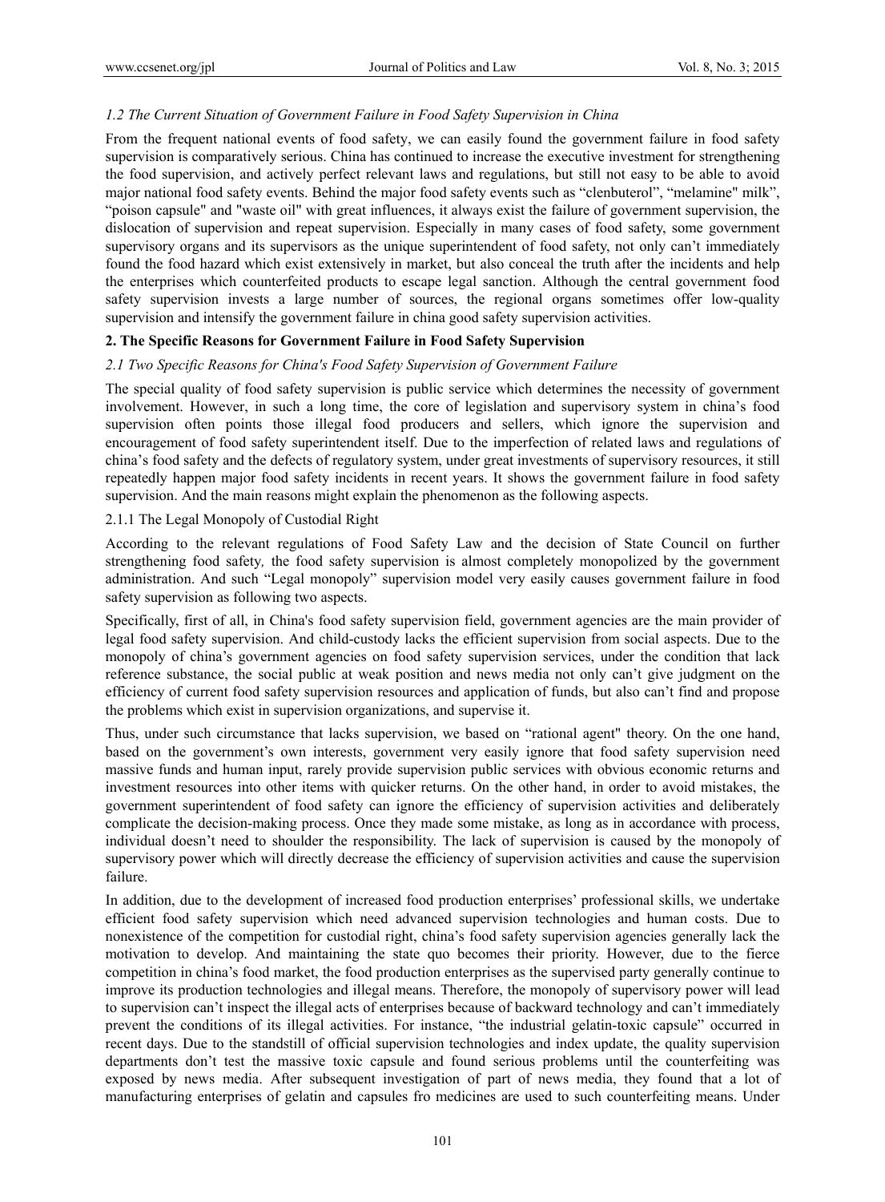### *1.2 The Current Situation of Government Failure in Food Safety Supervision in China*

From the frequent national events of food safety, we can easily found the government failure in food safety supervision is comparatively serious. China has continued to increase the executive investment for strengthening the food supervision, and actively perfect relevant laws and regulations, but still not easy to be able to avoid major national food safety events. Behind the major food safety events such as "clenbuterol", "melamine" milk", "poison capsule" and "waste oil" with great influences, it always exist the failure of government supervision, the dislocation of supervision and repeat supervision. Especially in many cases of food safety, some government supervisory organs and its supervisors as the unique superintendent of food safety, not only can't immediately found the food hazard which exist extensively in market, but also conceal the truth after the incidents and help the enterprises which counterfeited products to escape legal sanction. Although the central government food safety supervision invests a large number of sources, the regional organs sometimes offer low-quality supervision and intensify the government failure in china good safety supervision activities.

## 2. The Specific Reasons for Government Failure in Food Safety Supervision

### *2.1 Two Specific Reasons for China's Food Safety Supervision of Government Failure*

The special quality of food safety supervision is public service which determines the necessity of government involvement. However, in such a long time, the core of legislation and supervisory system in china's food supervision often points those illegal food producers and sellers, which ignore the supervision and encouragement of food safety superintendent itself. Due to the imperfection of related laws and regulations of china's food safety and the defects of regulatory system, under great investments of supervisory resources, it still repeatedly happen major food safety incidents in recent years. It shows the government failure in food safety supervision. And the main reasons might explain the phenomenon as the following aspects.

#### 2.1.1 The Legal Monopoly of Custodial Right

According to the relevant regulations of Food Safety Law and the decision of State Council on further strengthening food safety*,* the food safety supervision is almost completely monopolized by the government administration. And such "Legal monopoly" supervision model very easily causes government failure in food safety supervision as following two aspects.

Specifically, first of all, in China's food safety supervision field, government agencies are the main provider of legal food safety supervision. And child-custody lacks the efficient supervision from social aspects. Due to the monopoly of china's government agencies on food safety supervision services, under the condition that lack reference substance, the social public at weak position and news media not only can't give judgment on the efficiency of current food safety supervision resources and application of funds, but also can't find and propose the problems which exist in supervision organizations, and supervise it.

Thus, under such circumstance that lacks supervision, we based on "rational agent" theory. On the one hand, based on the government's own interests, government very easily ignore that food safety supervision need massive funds and human input, rarely provide supervision public services with obvious economic returns and investment resources into other items with quicker returns. On the other hand, in order to avoid mistakes, the government superintendent of food safety can ignore the efficiency of supervision activities and deliberately complicate the decision-making process. Once they made some mistake, as long as in accordance with process, individual doesn't need to shoulder the responsibility. The lack of supervision is caused by the monopoly of supervisory power which will directly decrease the efficiency of supervision activities and cause the supervision failure.

In addition, due to the development of increased food production enterprises' professional skills, we undertake efficient food safety supervision which need advanced supervision technologies and human costs. Due to nonexistence of the competition for custodial right, china's food safety supervision agencies generally lack the motivation to develop. And maintaining the state quo becomes their priority. However, due to the fierce competition in china's food market, the food production enterprises as the supervised party generally continue to improve its production technologies and illegal means. Therefore, the monopoly of supervisory power will lead to supervision can't inspect the illegal acts of enterprises because of backward technology and can't immediately prevent the conditions of its illegal activities. For instance, "the industrial gelatin-toxic capsule" occurred in recent days. Due to the standstill of official supervision technologies and index update, the quality supervision departments don't test the massive toxic capsule and found serious problems until the counterfeiting was exposed by news media. After subsequent investigation of part of news media, they found that a lot of manufacturing enterprises of gelatin and capsules fro medicines are used to such counterfeiting means. Under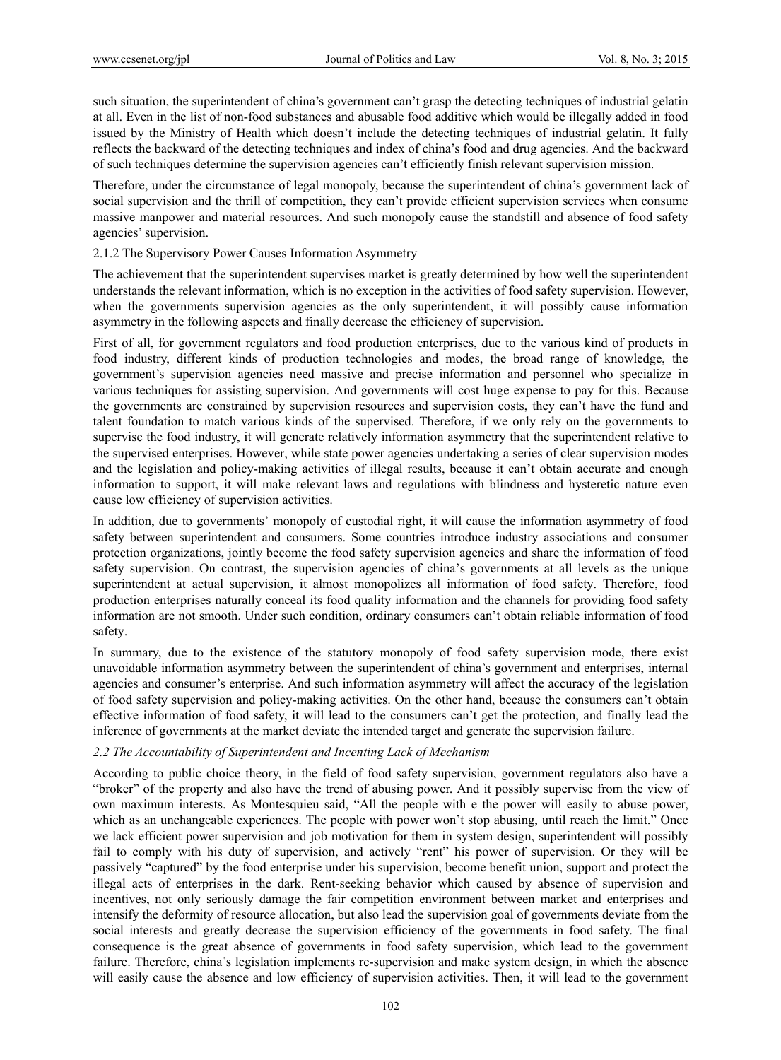such situation, the superintendent of china's government can't grasp the detecting techniques of industrial gelatin at all. Even in the list of non-food substances and abusable food additive which would be illegally added in food issued by the Ministry of Health which doesn't include the detecting techniques of industrial gelatin. It fully reflects the backward of the detecting techniques and index of china's food and drug agencies. And the backward of such techniques determine the supervision agencies can't efficiently finish relevant supervision mission.

Therefore, under the circumstance of legal monopoly, because the superintendent of china's government lack of social supervision and the thrill of competition, they can't provide efficient supervision services when consume massive manpower and material resources. And such monopoly cause the standstill and absence of food safety agencies' supervision.

2.1.2 The Supervisory Power Causes Information Asymmetry

The achievement that the superintendent supervises market is greatly determined by how well the superintendent understands the relevant information, which is no exception in the activities of food safety supervision. However, when the governments supervision agencies as the only superintendent, it will possibly cause information asymmetry in the following aspects and finally decrease the efficiency of supervision.

First of all, for government regulators and food production enterprises, due to the various kind of products in food industry, different kinds of production technologies and modes, the broad range of knowledge, the government's supervision agencies need massive and precise information and personnel who specialize in various techniques for assisting supervision. And governments will cost huge expense to pay for this. Because the governments are constrained by supervision resources and supervision costs, they can't have the fund and talent foundation to match various kinds of the supervised. Therefore, if we only rely on the governments to supervise the food industry, it will generate relatively information asymmetry that the superintendent relative to the supervised enterprises. However, while state power agencies undertaking a series of clear supervision modes and the legislation and policy-making activities of illegal results, because it can't obtain accurate and enough information to support, it will make relevant laws and regulations with blindness and hysteretic nature even cause low efficiency of supervision activities.

In addition, due to governments' monopoly of custodial right, it will cause the information asymmetry of food safety between superintendent and consumers. Some countries introduce industry associations and consumer protection organizations, jointly become the food safety supervision agencies and share the information of food safety supervision. On contrast, the supervision agencies of china's governments at all levels as the unique superintendent at actual supervision, it almost monopolizes all information of food safety. Therefore, food production enterprises naturally conceal its food quality information and the channels for providing food safety information are not smooth. Under such condition, ordinary consumers can't obtain reliable information of food safety.

In summary, due to the existence of the statutory monopoly of food safety supervision mode, there exist unavoidable information asymmetry between the superintendent of china's government and enterprises, internal agencies and consumer's enterprise. And such information asymmetry will affect the accuracy of the legislation of food safety supervision and policy-making activities. On the other hand, because the consumers can't obtain effective information of food safety, it will lead to the consumers can't get the protection, and finally lead the inference of governments at the market deviate the intended target and generate the supervision failure.

*2.2 The Accountability of Superintendent and Incenting Lack of Mechanism*

According to public choice theory, in the field of food safety supervision, government regulators also have a "broker" of the property and also have the trend of abusing power. And it possibly supervise from the view of own maximum interests. As Montesquieu said, "All the people with e the power will easily to abuse power, which as an unchangeable experiences. The people with power won't stop abusing, until reach the limit." Once we lack efficient power supervision and job motivation for them in system design, superintendent will possibly fail to comply with his duty of supervision, and actively "rent" his power of supervision. Or they will be passively "captured" by the food enterprise under his supervision, become benefit union, support and protect the illegal acts of enterprises in the dark. Rent-seeking behavior which caused by absence of supervision and incentives, not only seriously damage the fair competition environment between market and enterprises and intensify the deformity of resource allocation, but also lead the supervision goal of governments deviate from the social interests and greatly decrease the supervision efficiency of the governments in food safety. The final consequence is the great absence of governments in food safety supervision, which lead to the government failure. Therefore, china's legislation implements re-supervision and make system design, in which the absence will easily cause the absence and low efficiency of supervision activities. Then, it will lead to the government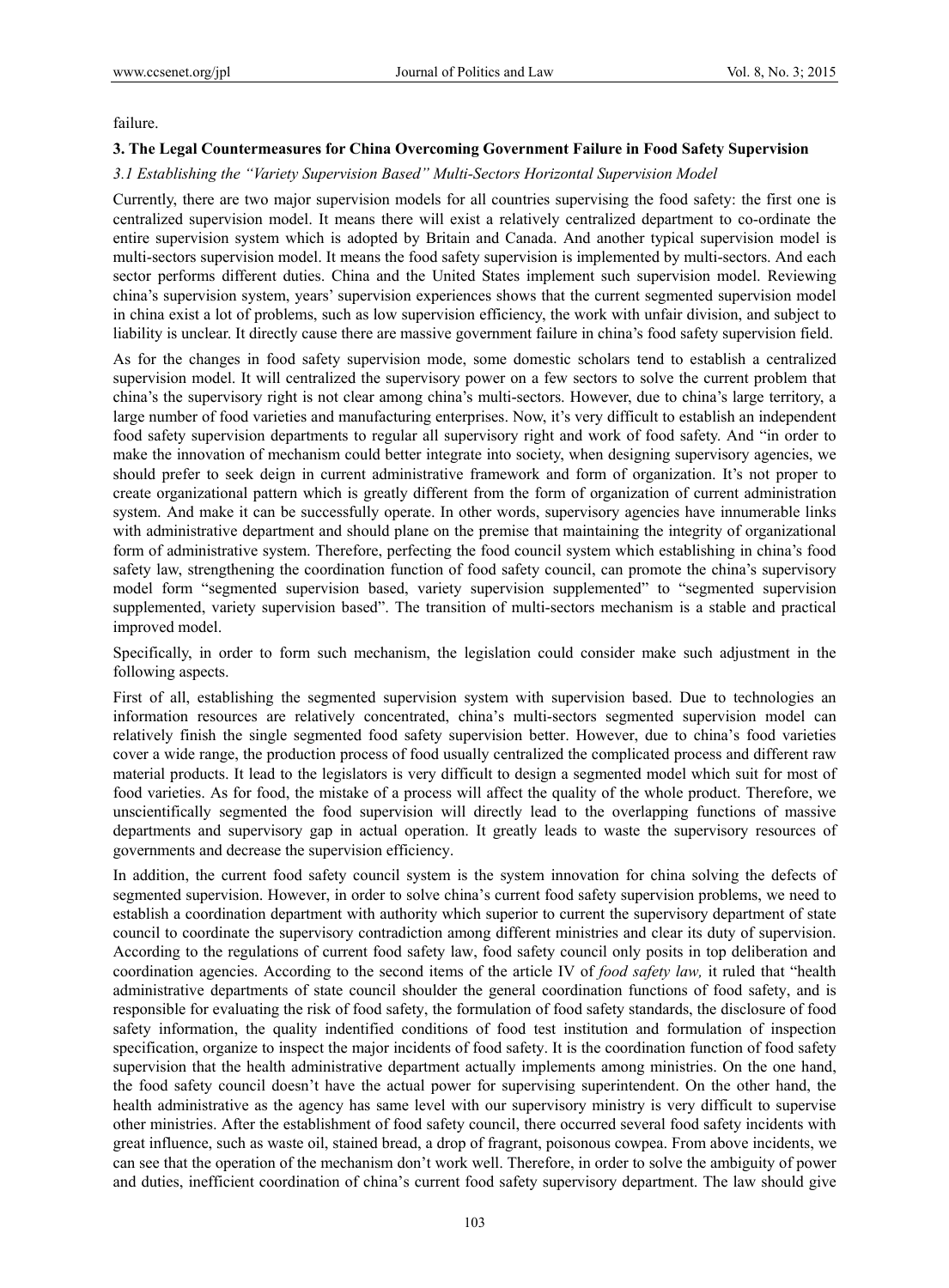failure.

### 3. The Legal Countermeasures for China Overcoming Government Failure in Food Safety Supervision

*3.1 Establishing the "Variety Supervision Based" Multi-Sectors Horizontal Supervision Model*

Currently, there are two major supervision models for all countries supervising the food safety: the first one is centralized supervision model. It means there will exist a relatively centralized department to co-ordinate the entire supervision system which is adopted by Britain and Canada. And another typical supervision model is multi-sectors supervision model. It means the food safety supervision is implemented by multi-sectors. And each sector performs different duties. China and the United States implement such supervision model. Reviewing china's supervision system, years' supervision experiences shows that the current segmented supervision model in china exist a lot of problems, such as low supervision efficiency, the work with unfair division, and subject to liability is unclear. It directly cause there are massive government failure in china's food safety supervision field.

As for the changes in food safety supervision mode, some domestic scholars tend to establish a centralized supervision model. It will centralized the supervisory power on a few sectors to solve the current problem that china's the supervisory right is not clear among china's multi-sectors. However, due to china's large territory, a large number of food varieties and manufacturing enterprises. Now, it's very difficult to establish an independent food safety supervision departments to regular all supervisory right and work of food safety. And "in order to make the innovation of mechanism could better integrate into society, when designing supervisory agencies, we should prefer to seek deign in current administrative framework and form of organization. It's not proper to create organizational pattern which is greatly different from the form of organization of current administration system. And make it can be successfully operate. In other words, supervisory agencies have innumerable links with administrative department and should plane on the premise that maintaining the integrity of organizational form of administrative system. Therefore, perfecting the food council system which establishing in china's food safety law, strengthening the coordination function of food safety council, can promote the china's supervisory model form "segmented supervision based, variety supervision supplemented" to "segmented supervision supplemented, variety supervision based". The transition of multi-sectors mechanism is a stable and practical improved model.

Specifically, in order to form such mechanism, the legislation could consider make such adjustment in the following aspects.

First of all, establishing the segmented supervision system with supervision based. Due to technologies an information resources are relatively concentrated, china's multi-sectors segmented supervision model can relatively finish the single segmented food safety supervision better. However, due to china's food varieties cover a wide range, the production process of food usually centralized the complicated process and different raw material products. It lead to the legislators is very difficult to design a segmented model which suit for most of food varieties. As for food, the mistake of a process will affect the quality of the whole product. Therefore, we unscientifically segmented the food supervision will directly lead to the overlapping functions of massive departments and supervisory gap in actual operation. It greatly leads to waste the supervisory resources of governments and decrease the supervision efficiency.

In addition, the current food safety council system is the system innovation for china solving the defects of segmented supervision. However, in order to solve china's current food safety supervision problems, we need to establish a coordination department with authority which superior to current the supervisory department of state council to coordinate the supervisory contradiction among different ministries and clear its duty of supervision. According to the regulations of current food safety law, food safety council only posits in top deliberation and coordination agencies. According to the second items of the article IV of *food safety law,* it ruled that "health administrative departments of state council shoulder the general coordination functions of food safety, and is responsible for evaluating the risk of food safety, the formulation of food safety standards, the disclosure of food safety information, the quality indentified conditions of food test institution and formulation of inspection specification, organize to inspect the major incidents of food safety. It is the coordination function of food safety supervision that the health administrative department actually implements among ministries. On the one hand, the food safety council doesn't have the actual power for supervising superintendent. On the other hand, the health administrative as the agency has same level with our supervisory ministry is very difficult to supervise other ministries. After the establishment of food safety council, there occurred several food safety incidents with great influence, such as waste oil, stained bread, a drop of fragrant, poisonous cowpea. From above incidents, we can see that the operation of the mechanism don't work well. Therefore, in order to solve the ambiguity of power and duties, inefficient coordination of china's current food safety supervisory department. The law should give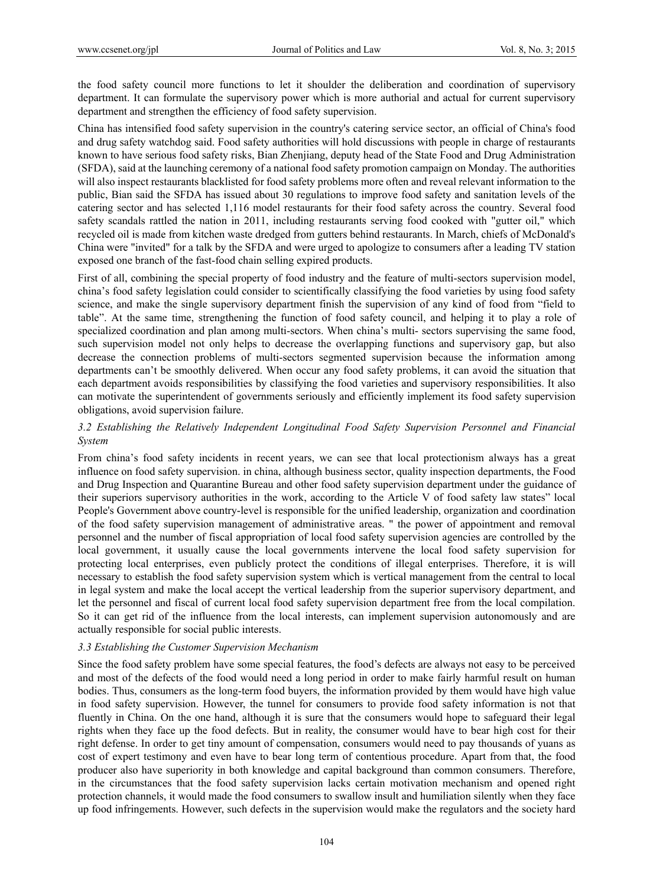the food safety council more functions to let it shoulder the deliberation and coordination of supervisory department. It can formulate the supervisory power which is more authorial and actual for current supervisory department and strengthen the efficiency of food safety supervision.

China has intensified food safety supervision in the country's catering service sector, an official of China's food and drug safety watchdog said. Food safety authorities will hold discussions with people in charge of restaurants known to have serious food safety risks, Bian Zhenjiang, deputy head of the State Food and Drug Administration (SFDA), said at the launching ceremony of a national food safety promotion campaign on Monday. The authorities will also inspect restaurants blacklisted for food safety problems more often and reveal relevant information to the public, Bian said the SFDA has issued about 30 regulations to improve food safety and sanitation levels of the catering sector and has selected 1,116 model restaurants for their food safety across the country. Several food safety scandals rattled the nation in 2011, including restaurants serving food cooked with "gutter oil," which recycled oil is made from kitchen waste dredged from gutters behind restaurants. In March, chiefs of McDonald's China were "invited" for a talk by the SFDA and were urged to apologize to consumers after a leading TV station exposed one branch of the fast-food chain selling expired products.

First of all, combining the special property of food industry and the feature of multi-sectors supervision model, china's food safety legislation could consider to scientifically classifying the food varieties by using food safety science, and make the single supervisory department finish the supervision of any kind of food from "field to table". At the same time, strengthening the function of food safety council, and helping it to play a role of specialized coordination and plan among multi-sectors. When china's multi- sectors supervising the same food, such supervision model not only helps to decrease the overlapping functions and supervisory gap, but also decrease the connection problems of multi-sectors segmented supervision because the information among departments can't be smoothly delivered. When occur any food safety problems, it can avoid the situation that each department avoids responsibilities by classifying the food varieties and supervisory responsibilities. It also can motivate the superintendent of governments seriously and efficiently implement its food safety supervision obligations, avoid supervision failure.

### *3.2 Establishing the Relatively Independent Longitudinal Food Safety Supervision Personnel and Financial System*

From china's food safety incidents in recent years, we can see that local protectionism always has a great influence on food safety supervision. in china, although business sector, quality inspection departments, the Food and Drug Inspection and Quarantine Bureau and other food safety supervision department under the guidance of their superiors supervisory authorities in the work, according to the Article V of food safety law states" local People's Government above country-level is responsible for the unified leadership, organization and coordination of the food safety supervision management of administrative areas. " the power of appointment and removal personnel and the number of fiscal appropriation of local food safety supervision agencies are controlled by the local government, it usually cause the local governments intervene the local food safety supervision for protecting local enterprises, even publicly protect the conditions of illegal enterprises. Therefore, it is will necessary to establish the food safety supervision system which is vertical management from the central to local in legal system and make the local accept the vertical leadership from the superior supervisory department, and let the personnel and fiscal of current local food safety supervision department free from the local compilation. So it can get rid of the influence from the local interests, can implement supervision autonomously and are actually responsible for social public interests.

### *3.3 Establishing the Customer Supervision Mechanism*

Since the food safety problem have some special features, the food's defects are always not easy to be perceived and most of the defects of the food would need a long period in order to make fairly harmful result on human bodies. Thus, consumers as the long-term food buyers, the information provided by them would have high value in food safety supervision. However, the tunnel for consumers to provide food safety information is not that fluently in China. On the one hand, although it is sure that the consumers would hope to safeguard their legal rights when they face up the food defects. But in reality, the consumer would have to bear high cost for their right defense. In order to get tiny amount of compensation, consumers would need to pay thousands of yuans as cost of expert testimony and even have to bear long term of contentious procedure. Apart from that, the food producer also have superiority in both knowledge and capital background than common consumers. Therefore, in the circumstances that the food safety supervision lacks certain motivation mechanism and opened right protection channels, it would made the food consumers to swallow insult and humiliation silently when they face up food infringements. However, such defects in the supervision would make the regulators and the society hard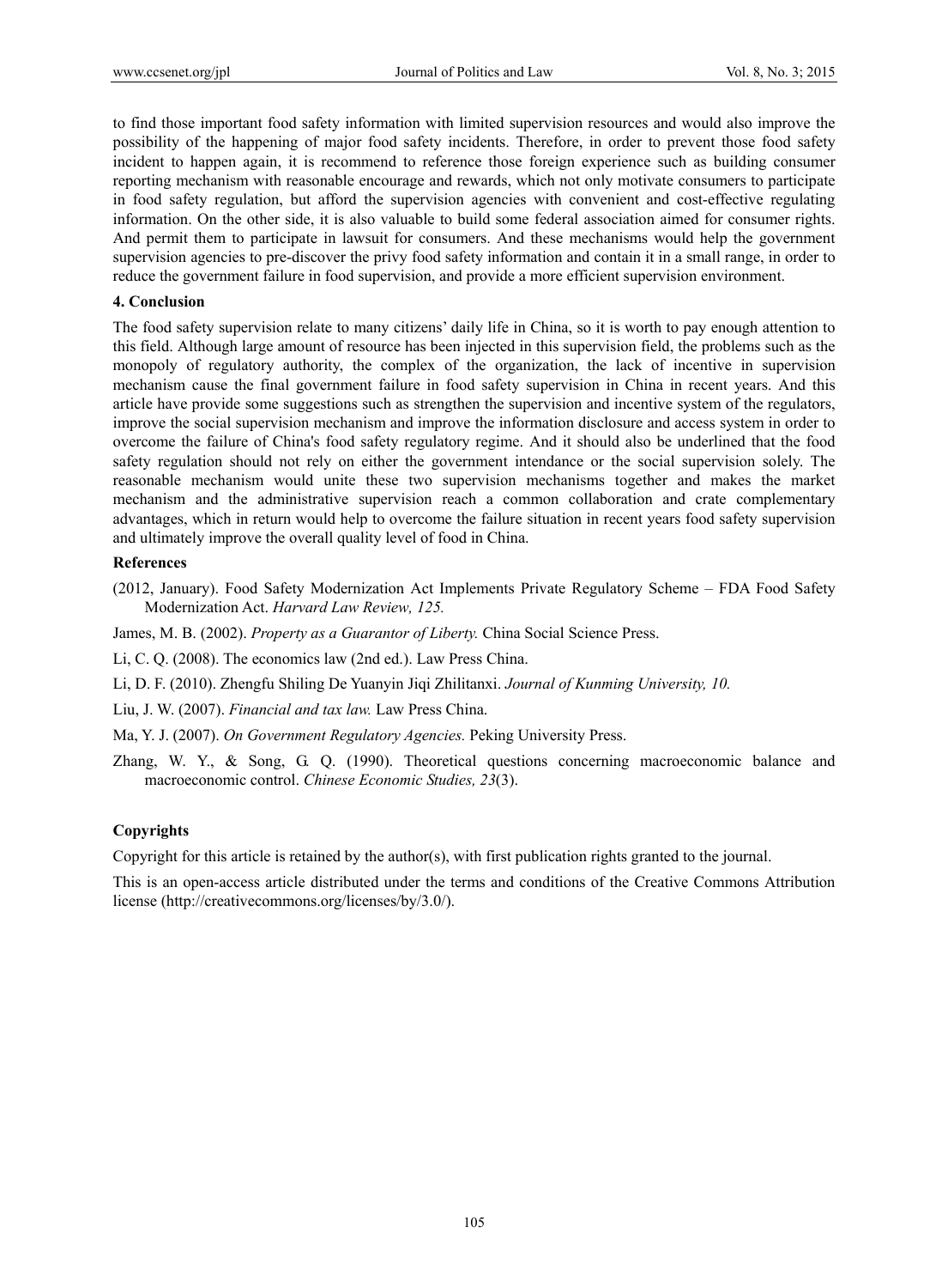to find those important food safety information with limited supervision resources and would also improve the possibility of the happening of major food safety incidents. Therefore, in order to prevent those food safety incident to happen again, it is recommend to reference those foreign experience such as building consumer reporting mechanism with reasonable encourage and rewards, which not only motivate consumers to participate in food safety regulation, but afford the supervision agencies with convenient and cost-effective regulating information. On the other side, it is also valuable to build some federal association aimed for consumer rights. And permit them to participate in lawsuit for consumers. And these mechanisms would help the government supervision agencies to pre-discover the privy food safety information and contain it in a small range, in order to reduce the government failure in food supervision, and provide a more efficient supervision environment.

## 4. Conclusion

The food safety supervision relate to many citizens' daily life in China, so it is worth to pay enough attention to this field. Although large amount of resource has been injected in this supervision field, the problems such as the monopoly of regulatory authority, the complex of the organization, the lack of incentive in supervision mechanism cause the final government failure in food safety supervision in China in recent years. And this article have provide some suggestions such as strengthen the supervision and incentive system of the regulators, improve the social supervision mechanism and improve the information disclosure and access system in order to overcome the failure of China's food safety regulatory regime. And it should also be underlined that the food safety regulation should not rely on either the government intendance or the social supervision solely. The reasonable mechanism would unite these two supervision mechanisms together and makes the market mechanism and the administrative supervision reach a common collaboration and crate complementary advantages, which in return would help to overcome the failure situation in recent years food safety supervision and ultimately improve the overall quality level of food in China.

## References

(2012, January). Food Safety Modernization Act Implements Private Regulatory Scheme – FDA Food Safety Modernization Act. *Harvard Law Review, 125.*

James, M. B. (2002). *Property as a Guarantor of Liberty.* China Social Science Press.

Li, C. Q. (2008). The economics law (2nd ed.). Law Press China.

Li, D. F. (2010). Zhengfu Shiling De Yuanyin Jiqi Zhilitanxi. *Journal of Kunming University, 10.*

Liu, J. W. (2007). *Financial and tax law.* Law Press China.

Ma, Y. J. (2007). *On Government Regulatory Agencies.* Peking University Press.

Zhang, W. Y., & Song, G. Q. (1990). Theoretical questions concerning macroeconomic balance and macroeconomic control. *Chinese Economic Studies, 23*(3).

## Copyrights

Copyright for this article is retained by the author(s), with first publication rights granted to the journal.

This is an open-access article distributed under the terms and conditions of the Creative Commons Attribution license (http://creativecommons.org/licenses/by/3.0/).